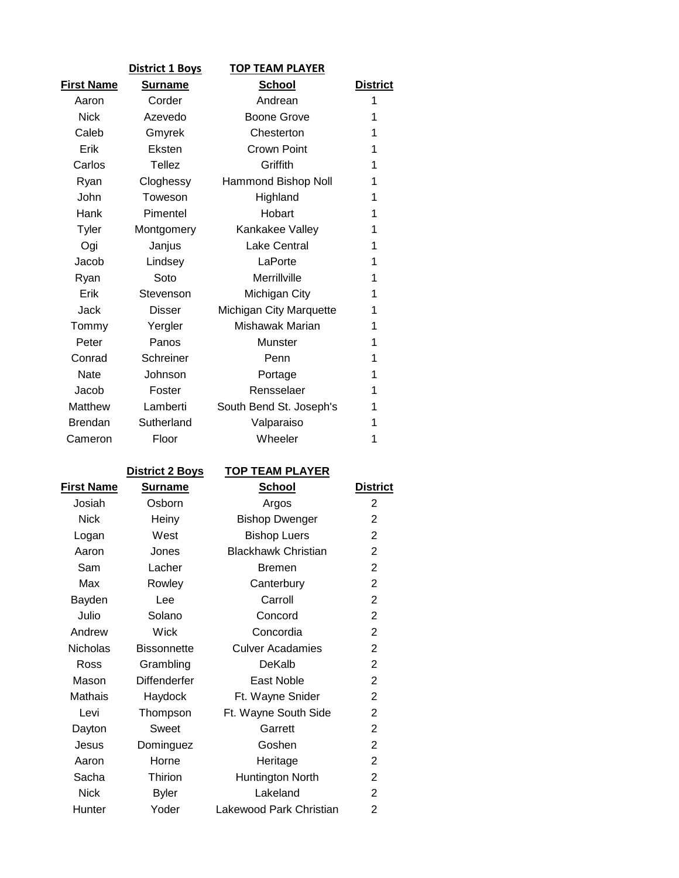| | District 1 Boys | TOP TEAM PLAYER | |
|---|---|---|---|
| **First Name** | **Surname** | **School** | **District** |
| Aaron | Corder | Andrean | 1 |
| Nick | Azevedo | Boone Grove | 1 |
| Caleb | Gmyrek | Chesterton | 1 |
| Erik | Eksten | Crown Point | 1 |
| Carlos | Tellez | Griffith | 1 |
| Ryan | Cloghessy | Hammond Bishop Noll | 1 |
| John | Toweson | Highland | 1 |
| Hank | Pimentel | Hobart | 1 |
| Tyler | Montgomery | Kankakee Valley | 1 |
| Ogi | Janjus | Lake Central | 1 |
| Jacob | Lindsey | LaPorte | 1 |
| Ryan | Soto | Merrillville | 1 |
| Erik | Stevenson | Michigan City | 1 |
| Jack | Disser | Michigan City Marquette | 1 |
| Tommy | Yergler | Mishawak Marian | 1 |
| Peter | Panos | Munster | 1 |
| Conrad | Schreiner | Penn | 1 |
| Nate | Johnson | Portage | 1 |
| Jacob | Foster | Rensselaer | 1 |
| Matthew | Lamberti | South Bend St. Joseph's | 1 |
| Brendan | Sutherland | Valparaiso | 1 |
| Cameron | Floor | Wheeler | 1 |

| | District 2 Boys | TOP TEAM PLAYER | |
|---|---|---|---|
| **First Name** | **Surname** | **School** | **District** |
| Josiah | Osborn | Argos | 2 |
| Nick | Heiny | Bishop Dwenger | 2 |
| Logan | West | Bishop Luers | 2 |
| Aaron | Jones | Blackhawk Christian | 2 |
| Sam | Lacher | Bremen | 2 |
| Max | Rowley | Canterbury | 2 |
| Bayden | Lee | Carroll | 2 |
| Julio | Solano | Concord | 2 |
| Andrew | Wick | Concordia | 2 |
| Nicholas | Bissonnette | Culver Acadamies | 2 |
| Ross | Grambling | DeKalb | 2 |
| Mason | Diffenderfer | East Noble | 2 |
| Mathais | Haydock | Ft. Wayne Snider | 2 |
| Levi | Thompson | Ft. Wayne South Side | 2 |
| Dayton | Sweet | Garrett | 2 |
| Jesus | Dominguez | Goshen | 2 |
| Aaron | Horne | Heritage | 2 |
| Sacha | Thirion | Huntington North | 2 |
| Nick | Byler | Lakeland | 2 |
| Hunter | Yoder | Lakewood Park Christian | 2 |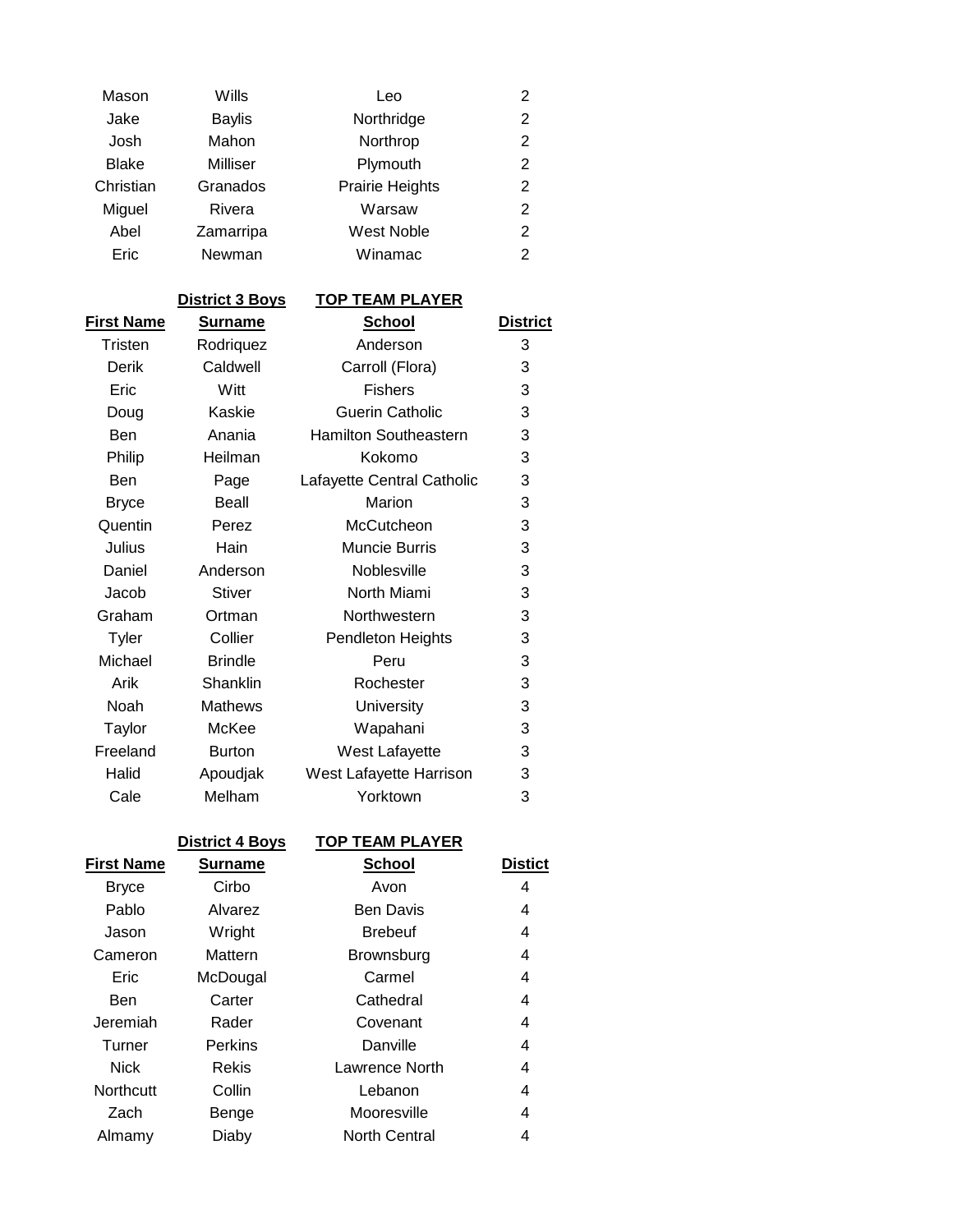| | | | |
|---|---|---|---|
| Mason | Wills | Leo | 2 |
| Jake | Baylis | Northridge | 2 |
| Josh | Mahon | Northrop | 2 |
| Blake | Milliser | Plymouth | 2 |
| Christian | Granados | Prairie Heights | 2 |
| Miguel | Rivera | Warsaw | 2 |
| Abel | Zamarripa | West Noble | 2 |
| Eric | Newman | Winamac | 2 |

**District 3 Boys** **TOP TEAM PLAYER**

| **First Name** | **Surname** | **School** | **District** |
|---|---|---|---|
| Tristen | Rodriquez | Anderson | 3 |
| Derik | Caldwell | Carroll (Flora) | 3 |
| Eric | Witt | Fishers | 3 |
| Doug | Kaskie | Guerin Catholic | 3 |
| Ben | Anania | Hamilton Southeastern | 3 |
| Philip | Heilman | Kokomo | 3 |
| Ben | Page | Lafayette Central Catholic | 3 |
| Bryce | Beall | Marion | 3 |
| Quentin | Perez | McCutcheon | 3 |
| Julius | Hain | Muncie Burris | 3 |
| Daniel | Anderson | Noblesville | 3 |
| Jacob | Stiver | North Miami | 3 |
| Graham | Ortman | Northwestern | 3 |
| Tyler | Collier | Pendleton Heights | 3 |
| Michael | Brindle | Peru | 3 |
| Arik | Shanklin | Rochester | 3 |
| Noah | Mathews | University | 3 |
| Taylor | McKee | Wapahani | 3 |
| Freeland | Burton | West Lafayette | 3 |
| Halid | Apoudjak | West Lafayette Harrison | 3 |
| Cale | Melham | Yorktown | 3 |

**District 4 Boys** **TOP TEAM PLAYER**

| **First Name** | **Surname** | **School** | **Distict** |
|---|---|---|---|
| Bryce | Cirbo | Avon | 4 |
| Pablo | Alvarez | Ben Davis | 4 |
| Jason | Wright | Brebeuf | 4 |
| Cameron | Mattern | Brownsburg | 4 |
| Eric | McDougal | Carmel | 4 |
| Ben | Carter | Cathedral | 4 |
| Jeremiah | Rader | Covenant | 4 |
| Turner | Perkins | Danville | 4 |
| Nick | Rekis | Lawrence North | 4 |
| Northcutt | Collin | Lebanon | 4 |
| Zach | Benge | Mooresville | 4 |
| Almamy | Diaby | North Central | 4 |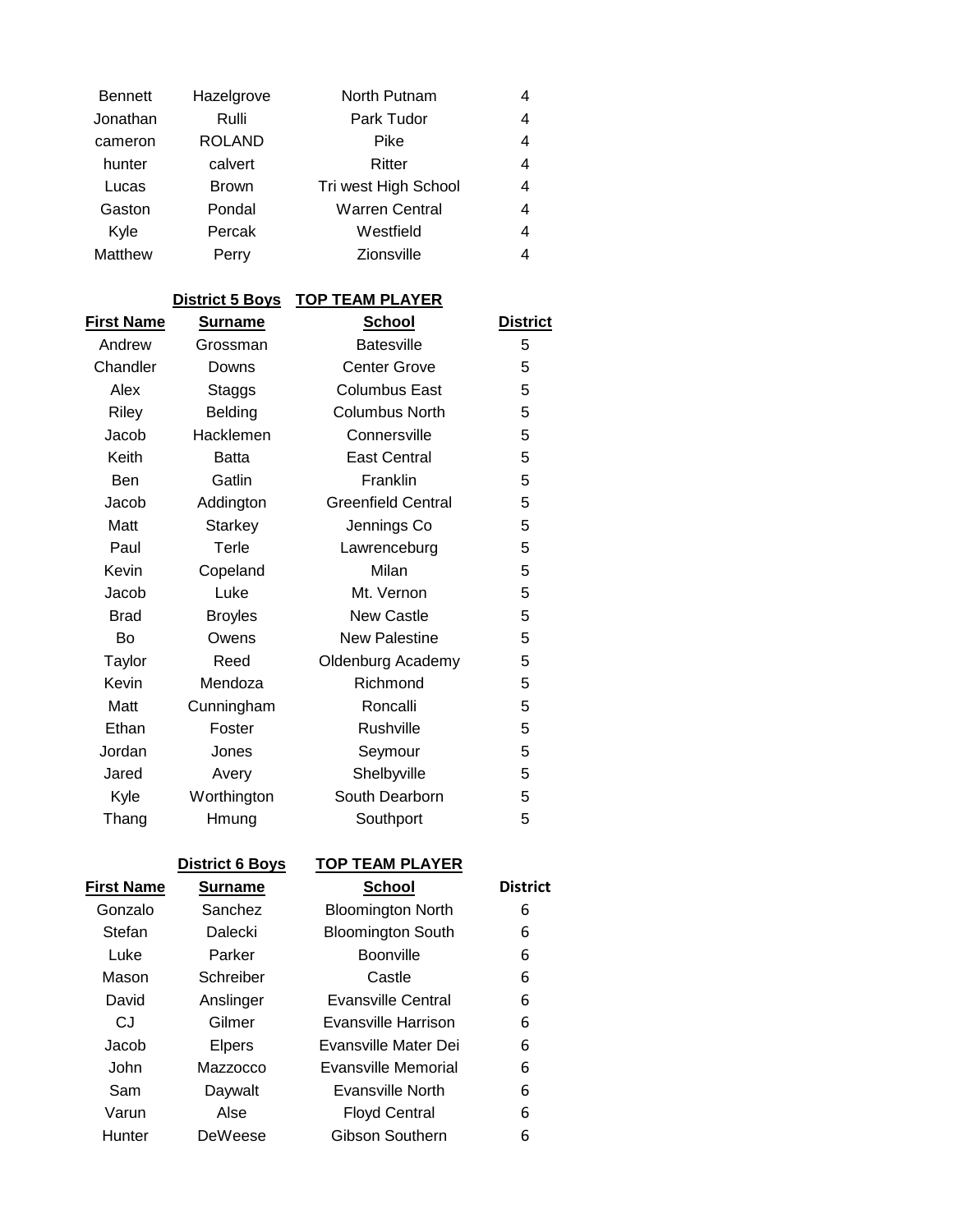| | | | |
|---|---|---|---|
| Bennett | Hazelgrove | North Putnam | 4 |
| Jonathan | Rulli | Park Tudor | 4 |
| cameron | ROLAND | Pike | 4 |
| hunter | calvert | Ritter | 4 |
| Lucas | Brown | Tri west High School | 4 |
| Gaston | Pondal | Warren Central | 4 |
| Kyle | Percak | Westfield | 4 |
| Matthew | Perry | Zionsville | 4 |

**District 5 Boys** **TOP TEAM PLAYER**

| First Name | Surname | School | District |
|---|---|---|---|
| Andrew | Grossman | Batesville | 5 |
| Chandler | Downs | Center Grove | 5 |
| Alex | Staggs | Columbus East | 5 |
| Riley | Belding | Columbus North | 5 |
| Jacob | Hacklemen | Connersville | 5 |
| Keith | Batta | East Central | 5 |
| Ben | Gatlin | Franklin | 5 |
| Jacob | Addington | Greenfield Central | 5 |
| Matt | Starkey | Jennings Co | 5 |
| Paul | Terle | Lawrenceburg | 5 |
| Kevin | Copeland | Milan | 5 |
| Jacob | Luke | Mt. Vernon | 5 |
| Brad | Broyles | New Castle | 5 |
| Bo | Owens | New Palestine | 5 |
| Taylor | Reed | Oldenburg Academy | 5 |
| Kevin | Mendoza | Richmond | 5 |
| Matt | Cunningham | Roncalli | 5 |
| Ethan | Foster | Rushville | 5 |
| Jordan | Jones | Seymour | 5 |
| Jared | Avery | Shelbyville | 5 |
| Kyle | Worthington | South Dearborn | 5 |
| Thang | Hmung | Southport | 5 |

**District 6 Boys** **TOP TEAM PLAYER**

| First Name | Surname | School | District |
|---|---|---|---|
| Gonzalo | Sanchez | Bloomington North | 6 |
| Stefan | Dalecki | Bloomington South | 6 |
| Luke | Parker | Boonville | 6 |
| Mason | Schreiber | Castle | 6 |
| David | Anslinger | Evansville Central | 6 |
| CJ | Gilmer | Evansville Harrison | 6 |
| Jacob | Elpers | Evansville Mater Dei | 6 |
| John | Mazzocco | Evansville Memorial | 6 |
| Sam | Daywalt | Evansville North | 6 |
| Varun | Alse | Floyd Central | 6 |
| Hunter | DeWeese | Gibson Southern | 6 |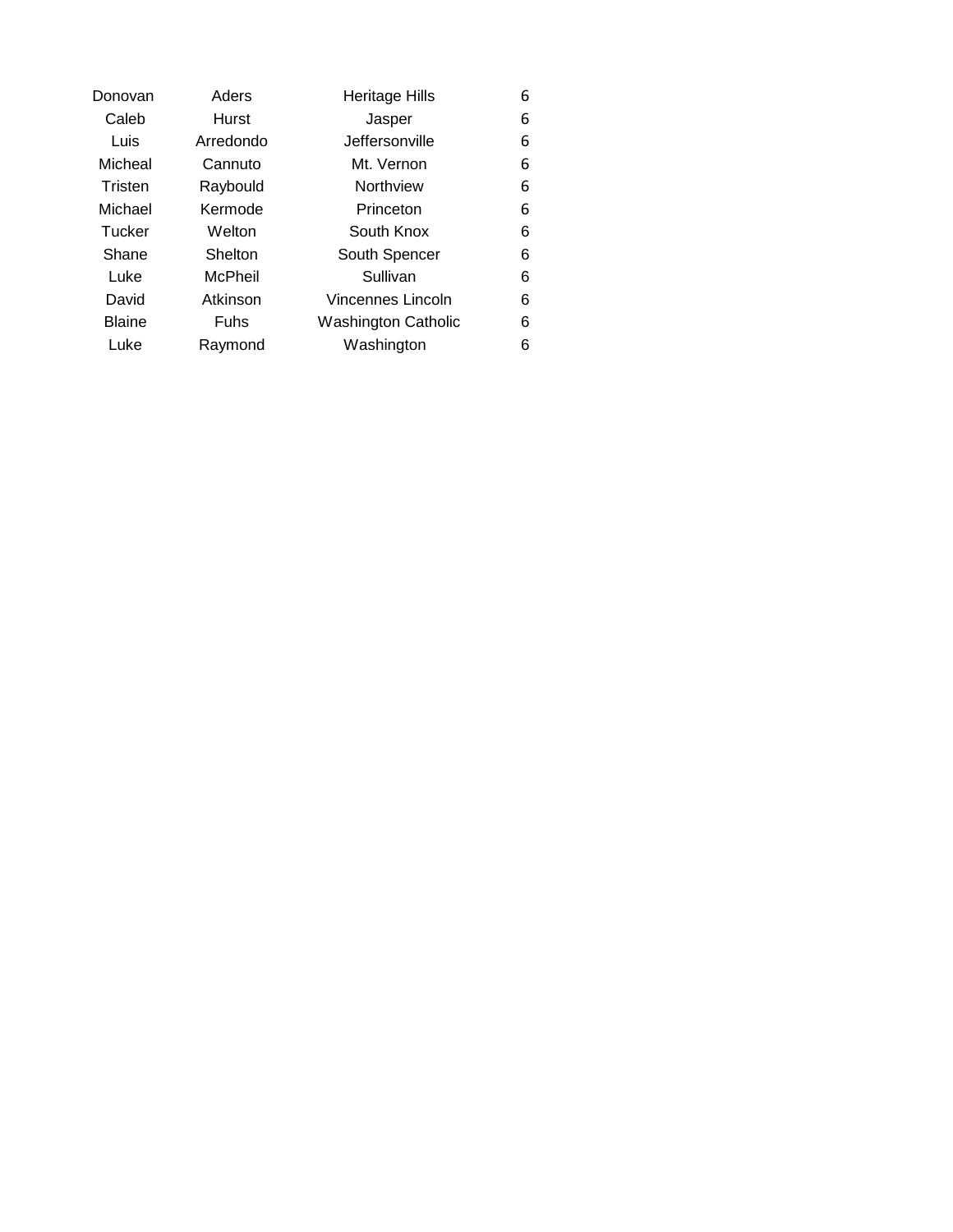| | | | |
|---|---|---|---|
| Donovan | Aders | Heritage Hills | 6 |
| Caleb | Hurst | Jasper | 6 |
| Luis | Arredondo | Jeffersonville | 6 |
| Micheal | Cannuto | Mt. Vernon | 6 |
| Tristen | Raybould | Northview | 6 |
| Michael | Kermode | Princeton | 6 |
| Tucker | Welton | South Knox | 6 |
| Shane | Shelton | South Spencer | 6 |
| Luke | McPheil | Sullivan | 6 |
| David | Atkinson | Vincennes Lincoln | 6 |
| Blaine | Fuhs | Washington Catholic | 6 |
| Luke | Raymond | Washington | 6 |